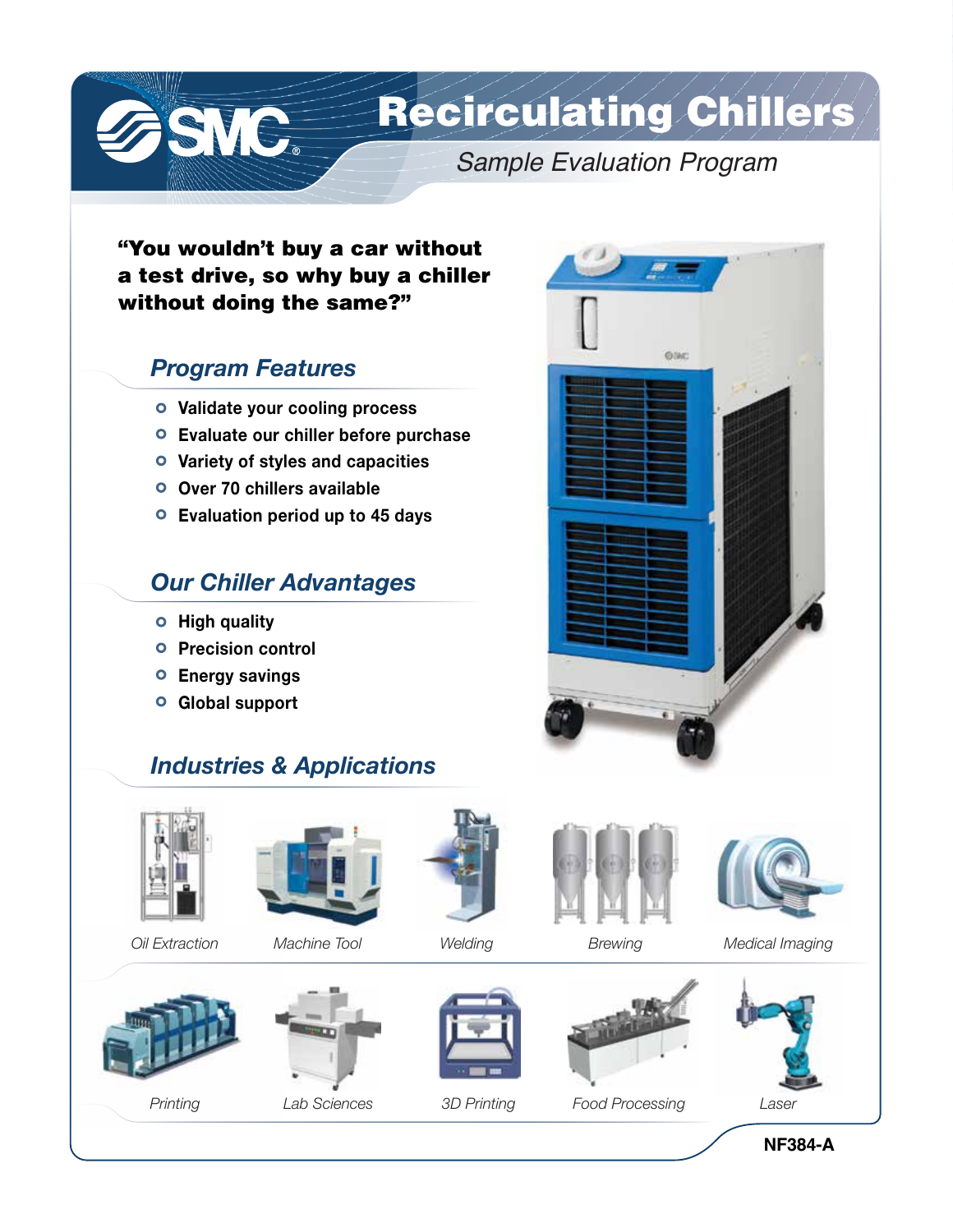# Recirculating Chillers

*Sample Evaluation Program*

**"You wouldn't buy a car without a test drive, so why buy a chiller without doing the same?"**

## *Program Features*

- **Validate your cooling process**
- **Evaluate our chiller before purchase**
- **Variety of styles and capacities**
- **Over 70 chillers available**
- **Evaluation period up to 45 days**

## *Our Chiller Advantages*

- **High quality**
- **Precision control**
- **Energy savings**
- **Global support**

## *Industries & Applications*

*Oil Extraction*

*Machine Tool*

*Welding*

*Brewing*

*Medical Imaging*

*Printing*

*Lab Sciences*

*3D Printing*

*Food Processing*

*Laser*

**NF384-A**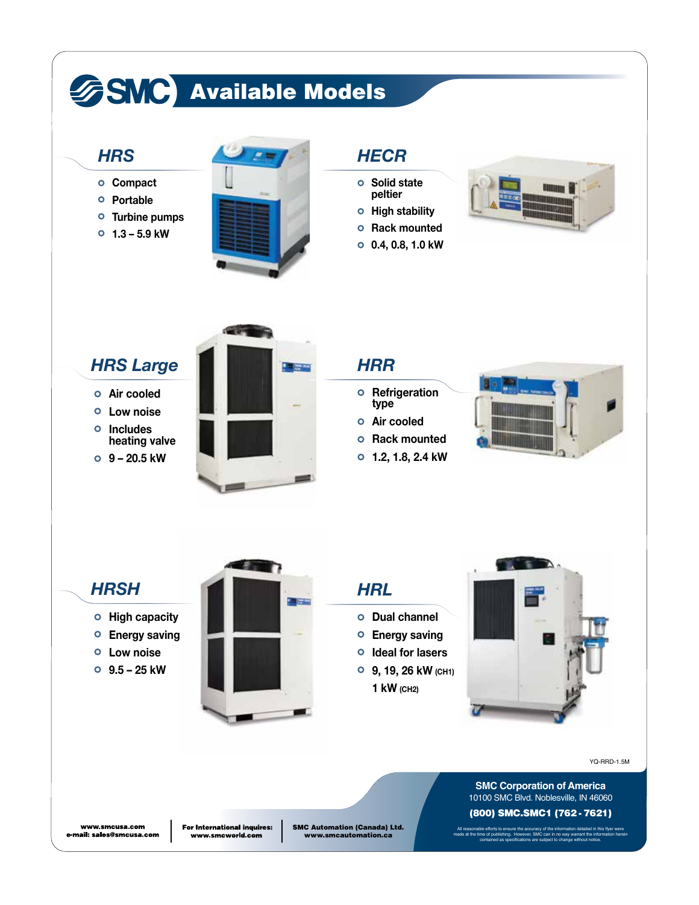# SMC Available Models

## HRS

- Compact
- Portable
- Turbine pumps
- 1.3 – 5.9 kW

## HECR

- Solid state peltier
- High stability
- Rack mounted
- 0.4, 0.8, 1.0 kW

## HRS Large

- Air cooled
- Low noise
- Includes heating valve
- 9 – 20.5 kW

## HRR

- Refrigeration type
- Air cooled
- Rack mounted
- 1.2, 1.8, 2.4 kW

## HRSH

- High capacity
- Energy saving
- Low noise
- 9.5 – 25 kW

## HRL

- Dual channel
- Energy saving
- Ideal for lasers
- 9, 19, 26 kW (CH1)
  1 kW (CH2)

YQ-RRD-1.5M

**SMC Corporation of America**
10100 SMC Blvd. Noblesville, IN 46060
**(800) SMC.SMC1 (762-7621)**

All reasonable efforts to ensure the accuracy of the information detailed in this flyer were made at the time of publishing. However, SMC can in no way warrant the information herein contained as specifications are subject to change without notice.

www.smcusa.com
e-mail: sales@smcusa.com

For International inquires:
www.smcworld.com

SMC Automation (Canada) Ltd.
www.smcautomation.ca